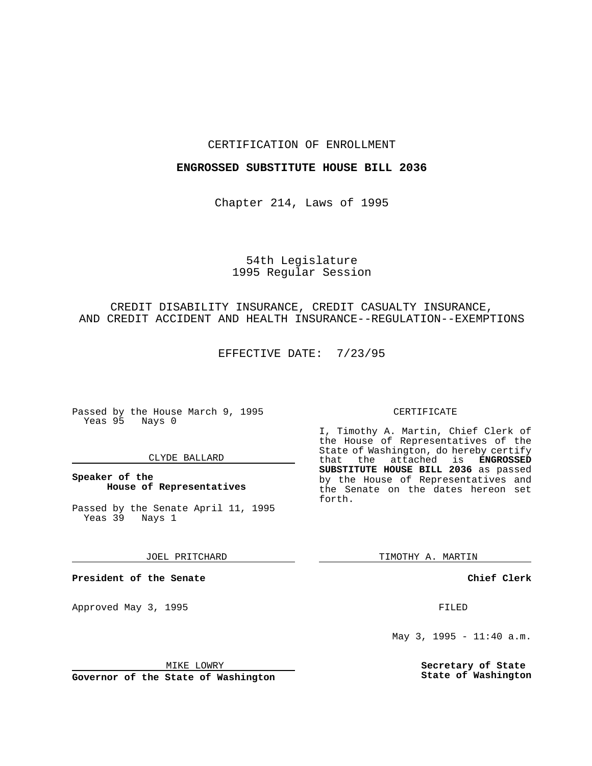CERTIFICATION OF ENROLLMENT

**ENGROSSED SUBSTITUTE HOUSE BILL 2036**

Chapter 214, Laws of 1995

54th Legislature
1995 Regular Session

CREDIT DISABILITY INSURANCE, CREDIT CASUALTY INSURANCE, AND CREDIT ACCIDENT AND HEALTH INSURANCE--REGULATION--EXEMPTIONS

EFFECTIVE DATE: 7/23/95

Passed by the House March 9, 1995
Yeas 95 Nays 0

CLYDE BALLARD

**Speaker of the House of Representatives**

Passed by the Senate April 11, 1995
Yeas 39 Nays 1

JOEL PRITCHARD

**President of the Senate**

Approved May 3, 1995

MIKE LOWRY

**Governor of the State of Washington**

CERTIFICATE

I, Timothy A. Martin, Chief Clerk of the House of Representatives of the State of Washington, do hereby certify that the attached is **ENGROSSED SUBSTITUTE HOUSE BILL 2036** as passed by the House of Representatives and the Senate on the dates hereon set forth.

TIMOTHY A. MARTIN

**Chief Clerk**

FILED

May 3, 1995 - 11:40 a.m.

**Secretary of State State of Washington**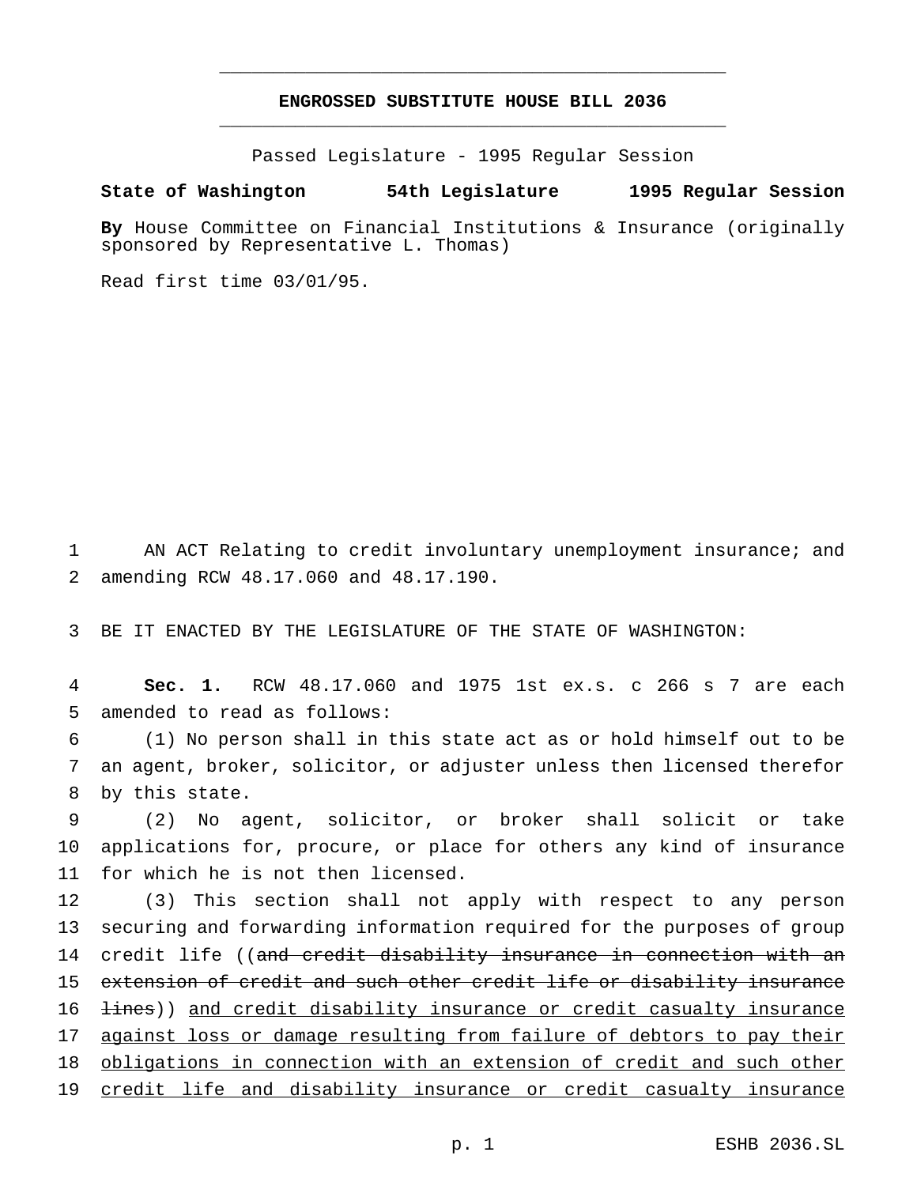# ENGROSSED SUBSTITUTE HOUSE BILL 2036

Passed Legislature - 1995 Regular Session

**State of Washington 54th Legislature 1995 Regular Session**

**By** House Committee on Financial Institutions & Insurance (originally sponsored by Representative L. Thomas)

Read first time 03/01/95.

AN ACT Relating to credit involuntary unemployment insurance; and amending RCW 48.17.060 and 48.17.190.

BE IT ENACTED BY THE LEGISLATURE OF THE STATE OF WASHINGTON:

**Sec. 1.** RCW 48.17.060 and 1975 1st ex.s. c 266 s 7 are each amended to read as follows:

(1) No person shall in this state act as or hold himself out to be an agent, broker, solicitor, or adjuster unless then licensed therefor by this state.

(2) No agent, solicitor, or broker shall solicit or take applications for, procure, or place for others any kind of insurance for which he is not then licensed.

(3) This section shall not apply with respect to any person securing and forwarding information required for the purposes of group credit life ((~~and credit disability insurance in connection with an extension of credit and such other credit life or disability insurance lines~~)) <u>and credit disability insurance or credit casualty insurance against loss or damage resulting from failure of debtors to pay their obligations in connection with an extension of credit and such other credit life and disability insurance or credit casualty insurance</u>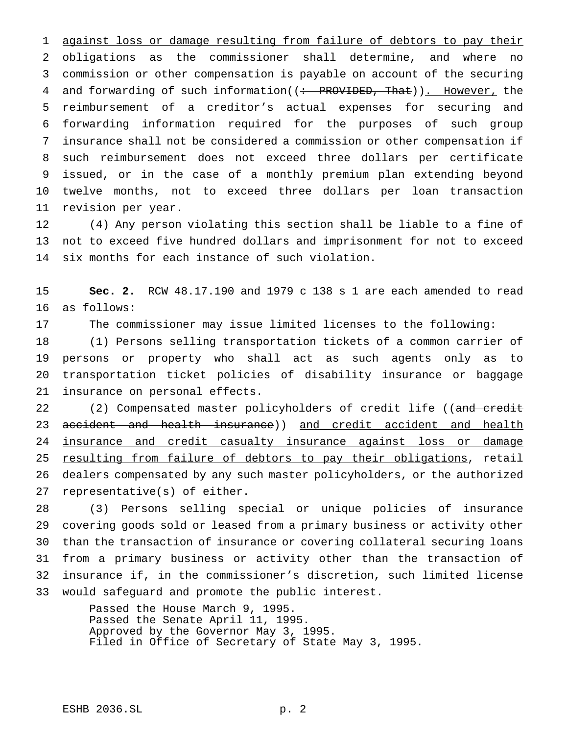against loss or damage resulting from failure of debtors to pay their obligations as the commissioner shall determine, and where no commission or other compensation is payable on account of the securing and forwarding of such information((: PROVIDED, That)). However, the reimbursement of a creditor's actual expenses for securing and forwarding information required for the purposes of such group insurance shall not be considered a commission or other compensation if such reimbursement does not exceed three dollars per certificate issued, or in the case of a monthly premium plan extending beyond twelve months, not to exceed three dollars per loan transaction revision per year.

(4) Any person violating this section shall be liable to a fine of not to exceed five hundred dollars and imprisonment for not to exceed six months for each instance of such violation.

**Sec. 2.** RCW 48.17.190 and 1979 c 138 s 1 are each amended to read as follows:

The commissioner may issue limited licenses to the following:

(1) Persons selling transportation tickets of a common carrier of persons or property who shall act as such agents only as to transportation ticket policies of disability insurance or baggage insurance on personal effects.

(2) Compensated master policyholders of credit life ((and credit accident and health insurance)) and credit accident and health insurance and credit casualty insurance against loss or damage resulting from failure of debtors to pay their obligations, retail dealers compensated by any such master policyholders, or the authorized representative(s) of either.

(3) Persons selling special or unique policies of insurance covering goods sold or leased from a primary business or activity other than the transaction of insurance or covering collateral securing loans from a primary business or activity other than the transaction of insurance if, in the commissioner's discretion, such limited license would safeguard and promote the public interest.

Passed the House March 9, 1995.
Passed the Senate April 11, 1995.
Approved by the Governor May 3, 1995.
Filed in Office of Secretary of State May 3, 1995.